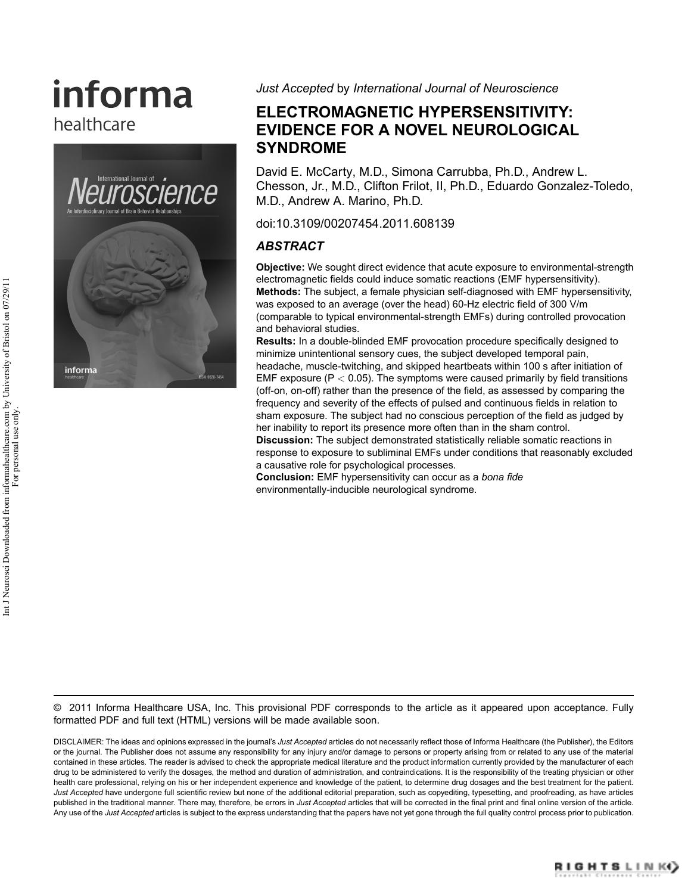*Just Accepted* by *International Journal of Neuroscience*

# ELECTROMAGNETIC HYPERSENSITIVITY: EVIDENCE FOR A NOVEL NEUROLOGICAL SYNDROME

David E. McCarty, M.D., Simona Carrubba, Ph.D., Andrew L. Chesson, Jr., M.D., Clifton Frilot, II, Ph.D., Eduardo Gonzalez-Toledo, M.D., Andrew A. Marino, Ph.D.

doi:10.3109/00207454.2011.608139

## *ABSTRACT*

**Objective:** We sought direct evidence that acute exposure to environmental-strength electromagnetic fields could induce somatic reactions (EMF hypersensitivity).

**Methods:** The subject, a female physician self-diagnosed with EMF hypersensitivity, was exposed to an average (over the head) 60-Hz electric field of 300 V/m (comparable to typical environmental-strength EMFs) during controlled provocation and behavioral studies.

**Results:** In a double-blinded EMF provocation procedure specifically designed to minimize unintentional sensory cues, the subject developed temporal pain, headache, muscle-twitching, and skipped heartbeats within 100 s after initiation of EMF exposure ($P < 0.05$). The symptoms were caused primarily by field transitions (off-on, on-off) rather than the presence of the field, as assessed by comparing the frequency and severity of the effects of pulsed and continuous fields in relation to sham exposure. The subject had no conscious perception of the field as judged by her inability to report its presence more often than in the sham control.

**Discussion:** The subject demonstrated statistically reliable somatic reactions in response to exposure to subliminal EMFs under conditions that reasonably excluded a causative role for psychological processes.

**Conclusion:** EMF hypersensitivity can occur as a *bona fide* environmentally-inducible neurological syndrome.

© 2011 Informa Healthcare USA, Inc. This provisional PDF corresponds to the article as it appeared upon acceptance. Fully formatted PDF and full text (HTML) versions will be made available soon.

DISCLAIMER: The ideas and opinions expressed in the journal's *Just Accepted* articles do not necessarily reflect those of Informa Healthcare (the Publisher), the Editors or the journal. The Publisher does not assume any responsibility for any injury and/or damage to persons or property arising from or related to any use of the material contained in these articles. The reader is advised to check the appropriate medical literature and the product information currently provided by the manufacturer of each drug to be administered to verify the dosages, the method and duration of administration, and contraindications. It is the responsibility of the treating physician or other health care professional, relying on his or her independent experience and knowledge of the patient, to determine drug dosages and the best treatment for the patient. *Just Accepted* have undergone full scientific review but none of the additional editorial preparation, such as copyediting, typesetting, and proofreading, as have articles published in the traditional manner. There may, therefore, be errors in *Just Accepted* articles that will be corrected in the final print and final online version of the article. Any use of the *Just Accepted* articles is subject to the express understanding that the papers have not yet gone through the full quality control process prior to publication.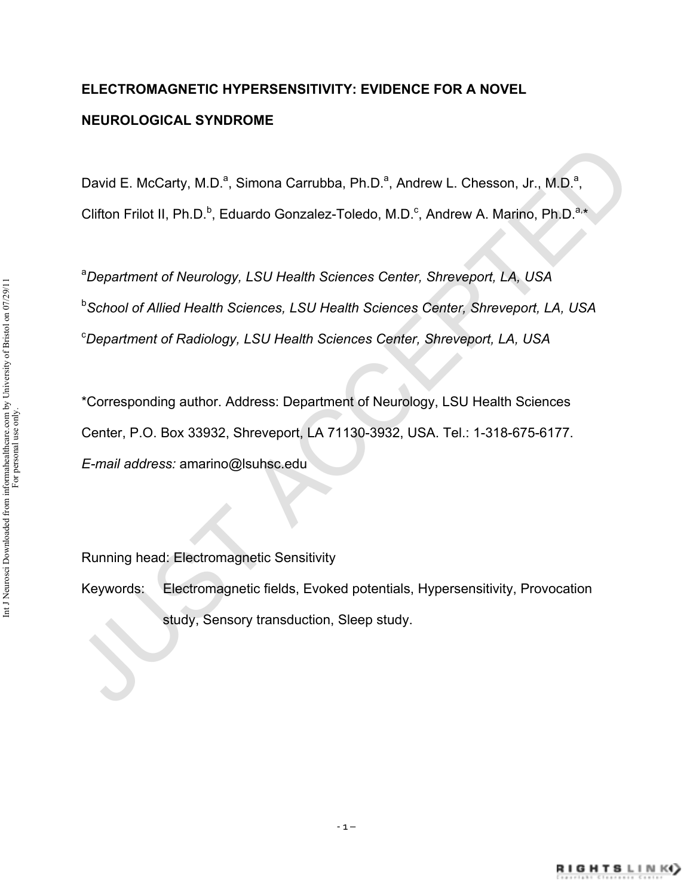# ELECTROMAGNETIC HYPERSENSITIVITY: EVIDENCE FOR A NOVEL NEUROLOGICAL SYNDROME

David E. McCarty, M.D.[a], Simona Carrubba, Ph.D.[a], Andrew L. Chesson, Jr., M.D.[a], Clifton Frilot II, Ph.D.[b], Eduardo Gonzalez-Toledo, M.D.[c], Andrew A. Marino, Ph.D.[a,*]

[a]*Department of Neurology, LSU Health Sciences Center, Shreveport, LA, USA*

[b]*School of Allied Health Sciences, LSU Health Sciences Center, Shreveport, LA, USA*

[c]*Department of Radiology, LSU Health Sciences Center, Shreveport, LA, USA*

*Corresponding author. Address: Department of Neurology, LSU Health Sciences Center, P.O. Box 33932, Shreveport, LA 71130-3932, USA. Tel.: 1-318-675-6177. *E-mail address:* amarino@lsuhsc.edu

Running head: Electromagnetic Sensitivity

Keywords: Electromagnetic fields, Evoked potentials, Hypersensitivity, Provocation study, Sensory transduction, Sleep study.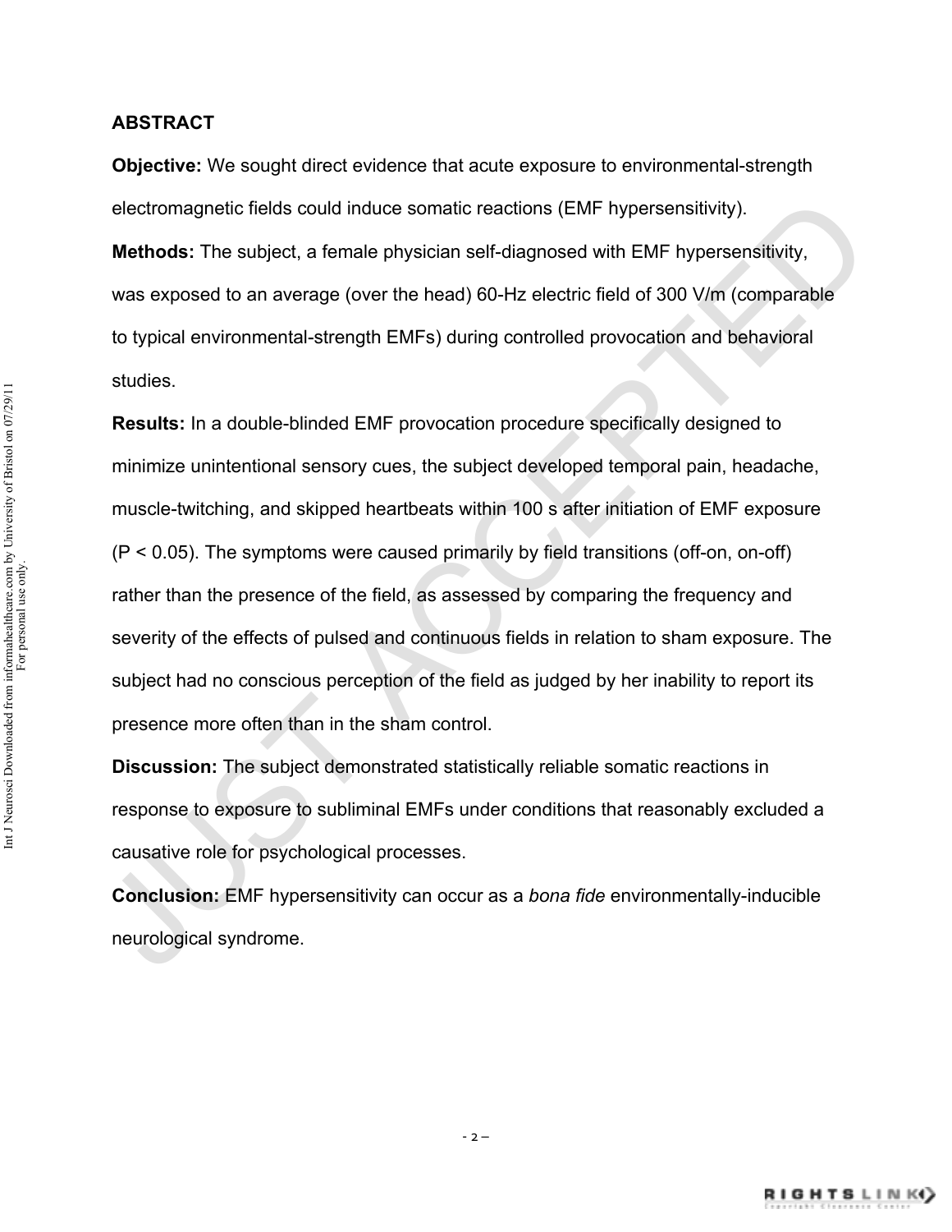## ABSTRACT

**Objective:** We sought direct evidence that acute exposure to environmental-strength electromagnetic fields could induce somatic reactions (EMF hypersensitivity).

**Methods:** The subject, a female physician self-diagnosed with EMF hypersensitivity, was exposed to an average (over the head) 60-Hz electric field of 300 V/m (comparable to typical environmental-strength EMFs) during controlled provocation and behavioral studies.

**Results:** In a double-blinded EMF provocation procedure specifically designed to minimize unintentional sensory cues, the subject developed temporal pain, headache, muscle-twitching, and skipped heartbeats within 100 s after initiation of EMF exposure ($P < 0.05$). The symptoms were caused primarily by field transitions (off-on, on-off) rather than the presence of the field, as assessed by comparing the frequency and severity of the effects of pulsed and continuous fields in relation to sham exposure. The subject had no conscious perception of the field as judged by her inability to report its presence more often than in the sham control.

**Discussion:** The subject demonstrated statistically reliable somatic reactions in response to exposure to subliminal EMFs under conditions that reasonably excluded a causative role for psychological processes.

**Conclusion:** EMF hypersensitivity can occur as a *bona fide* environmentally-inducible neurological syndrome.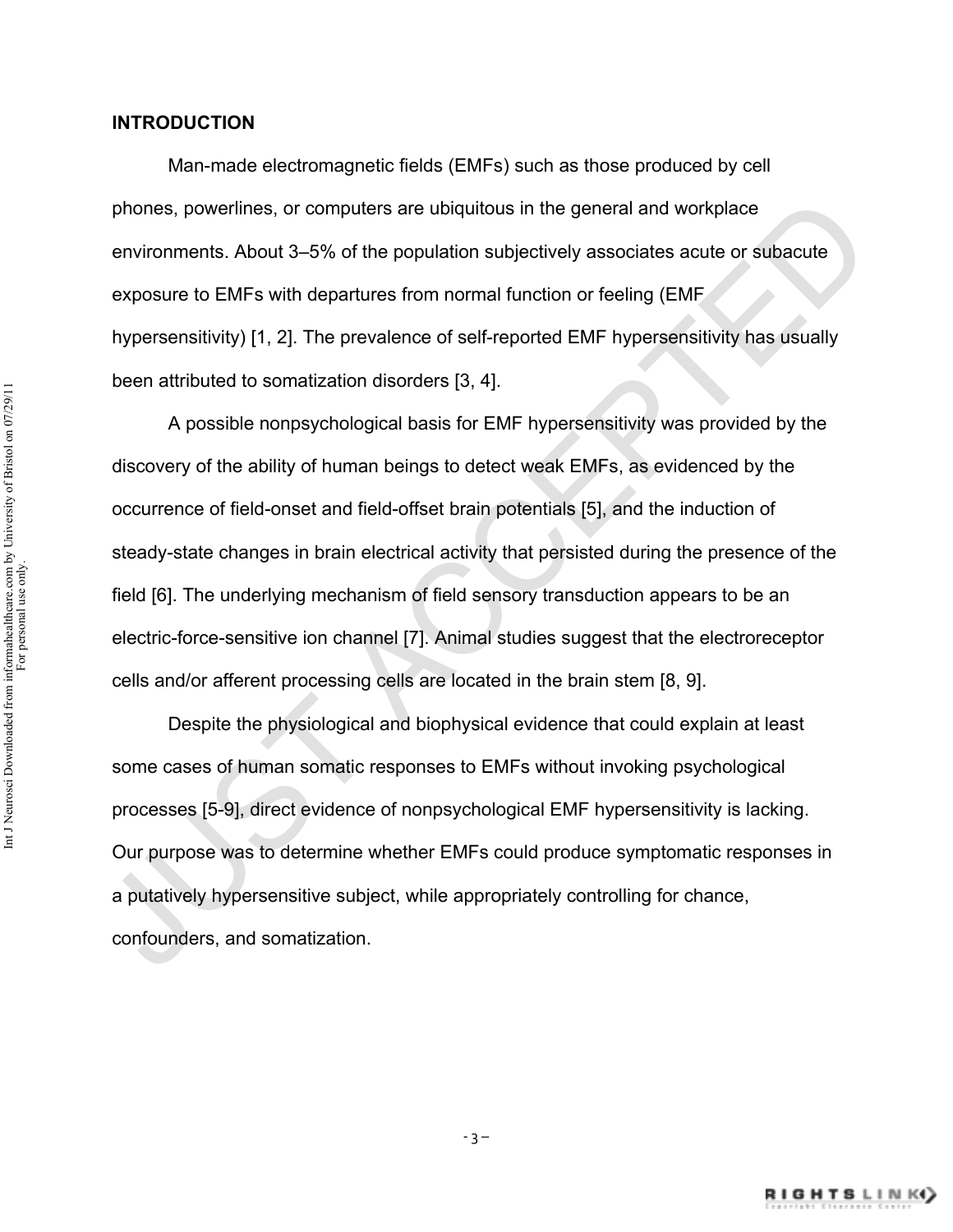## INTRODUCTION

Man-made electromagnetic fields (EMFs) such as those produced by cell phones, powerlines, or computers are ubiquitous in the general and workplace environments. About 3–5% of the population subjectively associates acute or subacute exposure to EMFs with departures from normal function or feeling (EMF hypersensitivity) [1, 2]. The prevalence of self-reported EMF hypersensitivity has usually been attributed to somatization disorders [3, 4].

A possible nonpsychological basis for EMF hypersensitivity was provided by the discovery of the ability of human beings to detect weak EMFs, as evidenced by the occurrence of field-onset and field-offset brain potentials [5], and the induction of steady-state changes in brain electrical activity that persisted during the presence of the field [6]. The underlying mechanism of field sensory transduction appears to be an electric-force-sensitive ion channel [7]. Animal studies suggest that the electroreceptor cells and/or afferent processing cells are located in the brain stem [8, 9].

Despite the physiological and biophysical evidence that could explain at least some cases of human somatic responses to EMFs without invoking psychological processes [5-9], direct evidence of nonpsychological EMF hypersensitivity is lacking. Our purpose was to determine whether EMFs could produce symptomatic responses in a putatively hypersensitive subject, while appropriately controlling for chance, confounders, and somatization.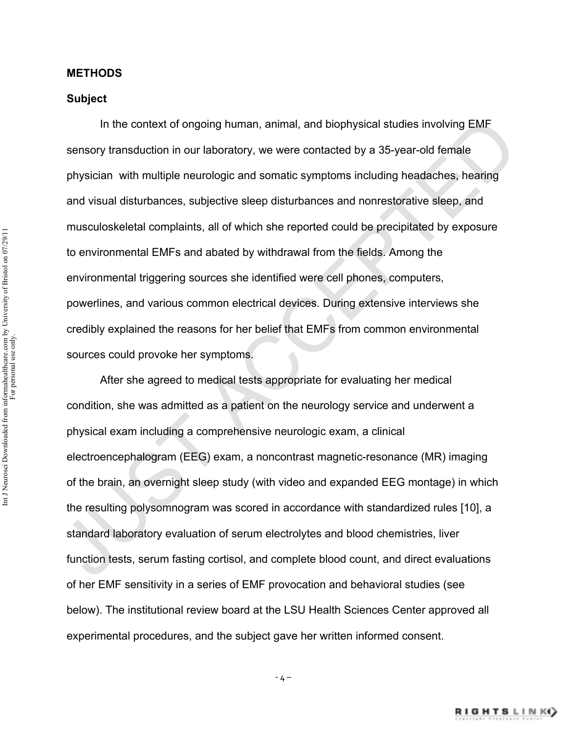## METHODS

### Subject

In the context of ongoing human, animal, and biophysical studies involving EMF sensory transduction in our laboratory, we were contacted by a 35-year-old female physician with multiple neurologic and somatic symptoms including headaches, hearing and visual disturbances, subjective sleep disturbances and nonrestorative sleep, and musculoskeletal complaints, all of which she reported could be precipitated by exposure to environmental EMFs and abated by withdrawal from the fields. Among the environmental triggering sources she identified were cell phones, computers, powerlines, and various common electrical devices. During extensive interviews she credibly explained the reasons for her belief that EMFs from common environmental sources could provoke her symptoms.

After she agreed to medical tests appropriate for evaluating her medical condition, she was admitted as a patient on the neurology service and underwent a physical exam including a comprehensive neurologic exam, a clinical electroencephalogram (EEG) exam, a noncontrast magnetic-resonance (MR) imaging of the brain, an overnight sleep study (with video and expanded EEG montage) in which the resulting polysomnogram was scored in accordance with standardized rules [10], a standard laboratory evaluation of serum electrolytes and blood chemistries, liver function tests, serum fasting cortisol, and complete blood count, and direct evaluations of her EMF sensitivity in a series of EMF provocation and behavioral studies (see below). The institutional review board at the LSU Health Sciences Center approved all experimental procedures, and the subject gave her written informed consent.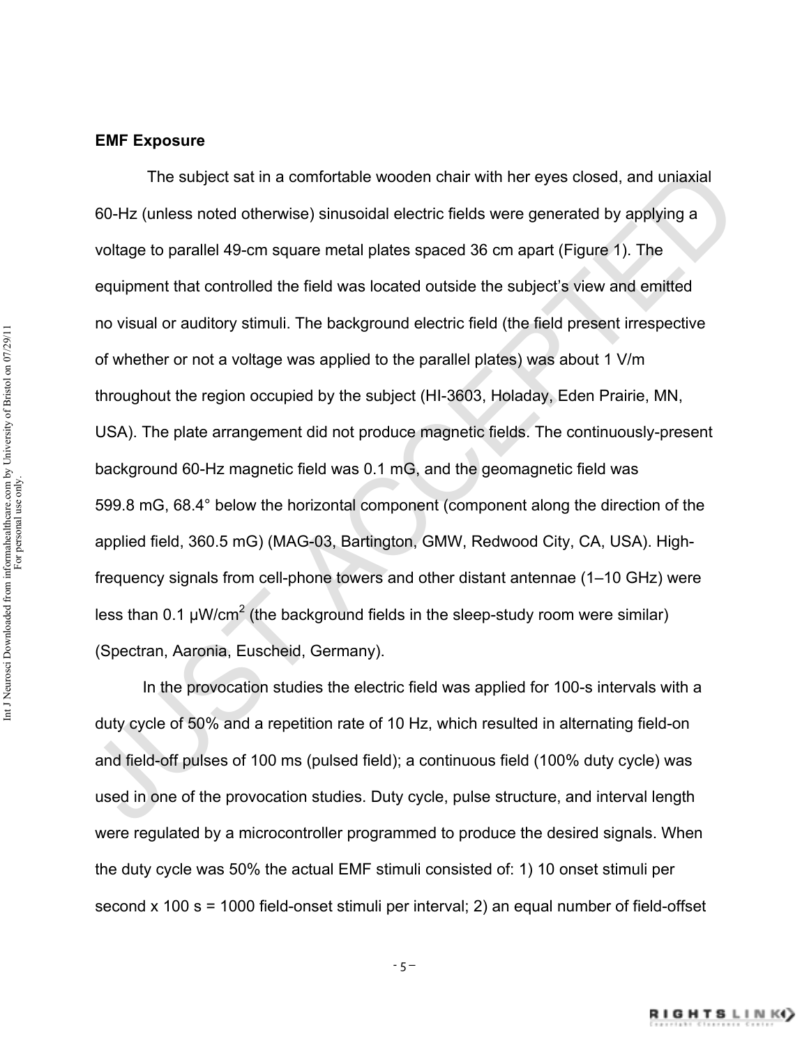## EMF Exposure

The subject sat in a comfortable wooden chair with her eyes closed, and uniaxial 60-Hz (unless noted otherwise) sinusoidal electric fields were generated by applying a voltage to parallel 49-cm square metal plates spaced 36 cm apart (Figure 1). The equipment that controlled the field was located outside the subject's view and emitted no visual or auditory stimuli. The background electric field (the field present irrespective of whether or not a voltage was applied to the parallel plates) was about 1 V/m throughout the region occupied by the subject (HI-3603, Holaday, Eden Prairie, MN, USA). The plate arrangement did not produce magnetic fields. The continuously-present background 60-Hz magnetic field was 0.1 mG, and the geomagnetic field was 599.8 mG, 68.4° below the horizontal component (component along the direction of the applied field, 360.5 mG) (MAG-03, Bartington, GMW, Redwood City, CA, USA). High-frequency signals from cell-phone towers and other distant antennae (1–10 GHz) were less than 0.1 μW/cm$^2$ (the background fields in the sleep-study room were similar) (Spectran, Aaronia, Euscheid, Germany).

In the provocation studies the electric field was applied for 100-s intervals with a duty cycle of 50% and a repetition rate of 10 Hz, which resulted in alternating field-on and field-off pulses of 100 ms (pulsed field); a continuous field (100% duty cycle) was used in one of the provocation studies. Duty cycle, pulse structure, and interval length were regulated by a microcontroller programmed to produce the desired signals. When the duty cycle was 50% the actual EMF stimuli consisted of: 1) 10 onset stimuli per second x 100 s = 1000 field-onset stimuli per interval; 2) an equal number of field-offset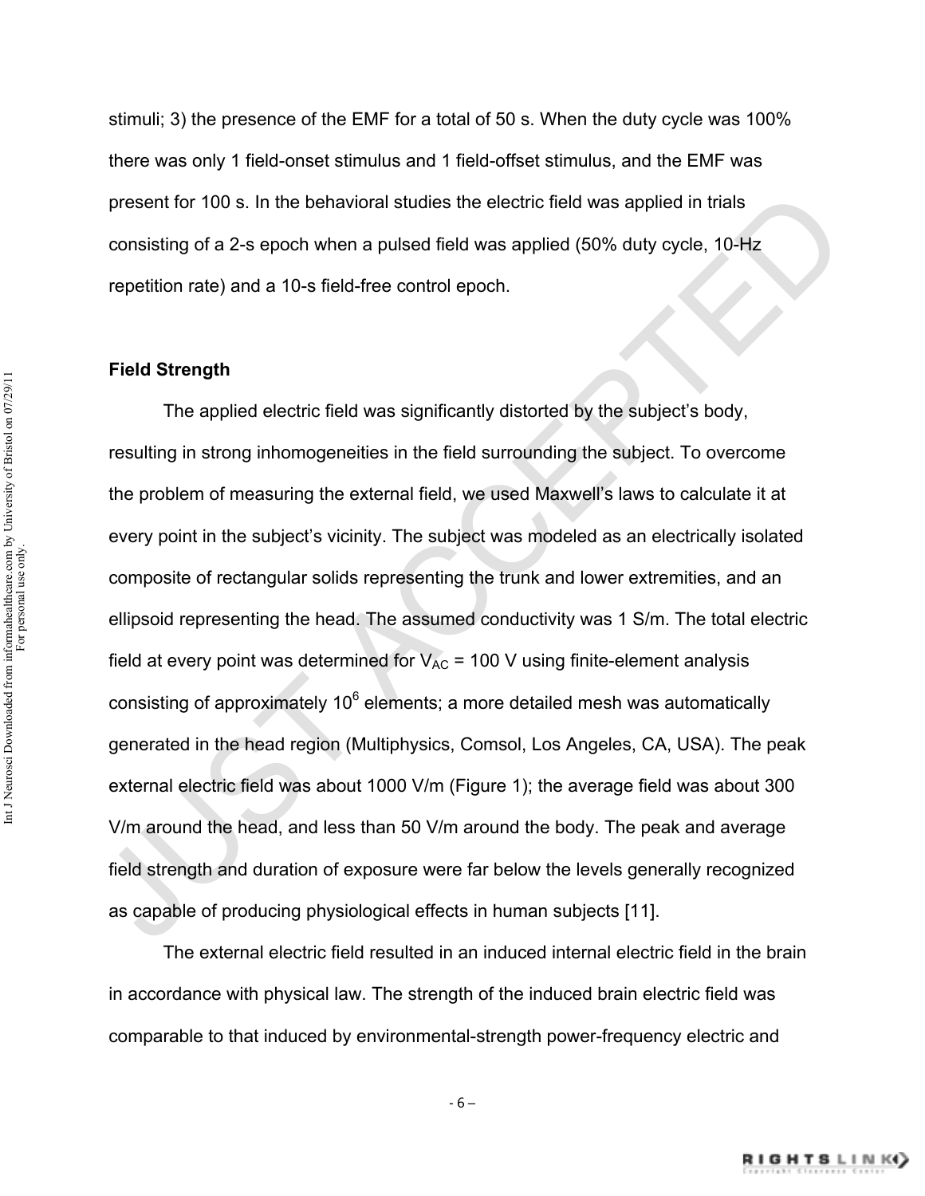stimuli; 3) the presence of the EMF for a total of 50 s. When the duty cycle was 100% there was only 1 field-onset stimulus and 1 field-offset stimulus, and the EMF was present for 100 s. In the behavioral studies the electric field was applied in trials consisting of a 2-s epoch when a pulsed field was applied (50% duty cycle, 10-Hz repetition rate) and a 10-s field-free control epoch.

**Field Strength**

The applied electric field was significantly distorted by the subject's body, resulting in strong inhomogeneities in the field surrounding the subject. To overcome the problem of measuring the external field, we used Maxwell's laws to calculate it at every point in the subject's vicinity. The subject was modeled as an electrically isolated composite of rectangular solids representing the trunk and lower extremities, and an ellipsoid representing the head. The assumed conductivity was 1 S/m. The total electric field at every point was determined for $V_{AC}$ = 100 V using finite-element analysis consisting of approximately $10^6$ elements; a more detailed mesh was automatically generated in the head region (Multiphysics, Comsol, Los Angeles, CA, USA). The peak external electric field was about 1000 V/m (Figure 1); the average field was about 300 V/m around the head, and less than 50 V/m around the body. The peak and average field strength and duration of exposure were far below the levels generally recognized as capable of producing physiological effects in human subjects [11].

The external electric field resulted in an induced internal electric field in the brain in accordance with physical law. The strength of the induced brain electric field was comparable to that induced by environmental-strength power-frequency electric and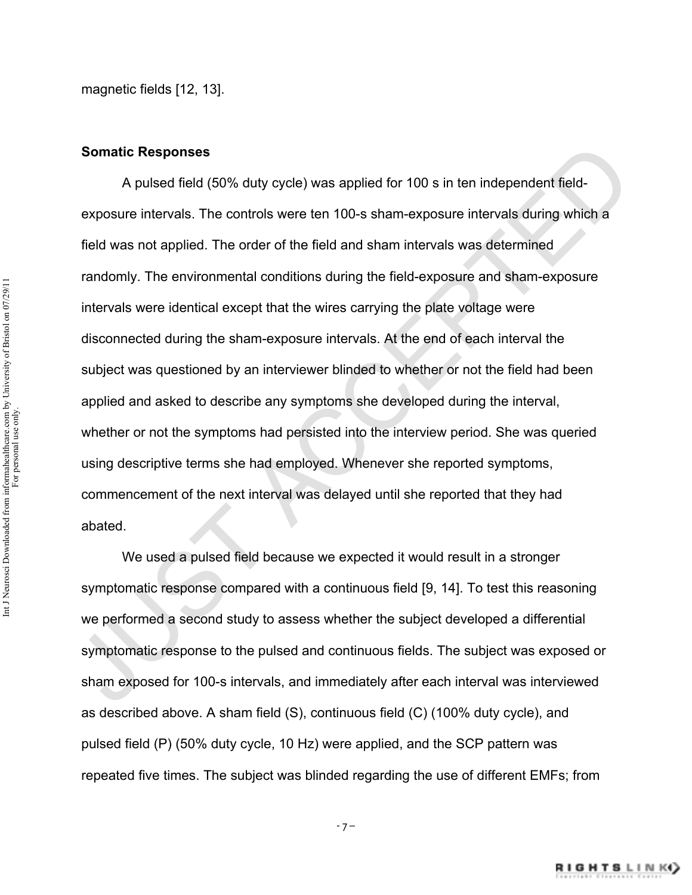magnetic fields [12, 13].

**Somatic Responses**

A pulsed field (50% duty cycle) was applied for 100 s in ten independent field-exposure intervals. The controls were ten 100-s sham-exposure intervals during which a field was not applied. The order of the field and sham intervals was determined randomly. The environmental conditions during the field-exposure and sham-exposure intervals were identical except that the wires carrying the plate voltage were disconnected during the sham-exposure intervals. At the end of each interval the subject was questioned by an interviewer blinded to whether or not the field had been applied and asked to describe any symptoms she developed during the interval, whether or not the symptoms had persisted into the interview period. She was queried using descriptive terms she had employed. Whenever she reported symptoms, commencement of the next interval was delayed until she reported that they had abated.

We used a pulsed field because we expected it would result in a stronger symptomatic response compared with a continuous field [9, 14]. To test this reasoning we performed a second study to assess whether the subject developed a differential symptomatic response to the pulsed and continuous fields. The subject was exposed or sham exposed for 100-s intervals, and immediately after each interval was interviewed as described above. A sham field (S), continuous field (C) (100% duty cycle), and pulsed field (P) (50% duty cycle, 10 Hz) were applied, and the SCP pattern was repeated five times. The subject was blinded regarding the use of different EMFs; from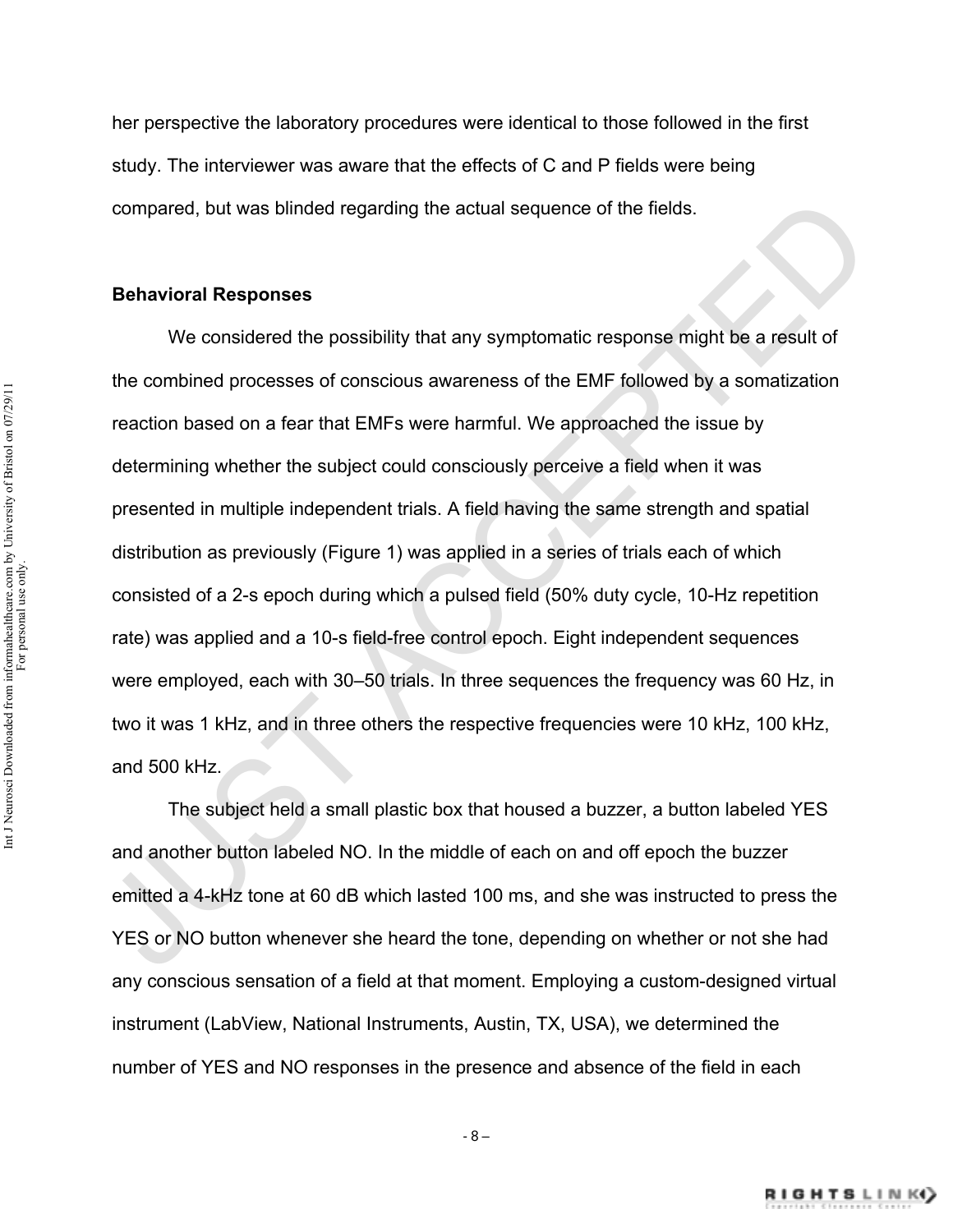her perspective the laboratory procedures were identical to those followed in the first study. The interviewer was aware that the effects of C and P fields were being compared, but was blinded regarding the actual sequence of the fields.

**Behavioral Responses**

We considered the possibility that any symptomatic response might be a result of the combined processes of conscious awareness of the EMF followed by a somatization reaction based on a fear that EMFs were harmful. We approached the issue by determining whether the subject could consciously perceive a field when it was presented in multiple independent trials. A field having the same strength and spatial distribution as previously (Figure 1) was applied in a series of trials each of which consisted of a 2-s epoch during which a pulsed field (50% duty cycle, 10-Hz repetition rate) was applied and a 10-s field-free control epoch. Eight independent sequences were employed, each with 30–50 trials. In three sequences the frequency was 60 Hz, in two it was 1 kHz, and in three others the respective frequencies were 10 kHz, 100 kHz, and 500 kHz.

The subject held a small plastic box that housed a buzzer, a button labeled YES and another button labeled NO. In the middle of each on and off epoch the buzzer emitted a 4-kHz tone at 60 dB which lasted 100 ms, and she was instructed to press the YES or NO button whenever she heard the tone, depending on whether or not she had any conscious sensation of a field at that moment. Employing a custom-designed virtual instrument (LabView, National Instruments, Austin, TX, USA), we determined the number of YES and NO responses in the presence and absence of the field in each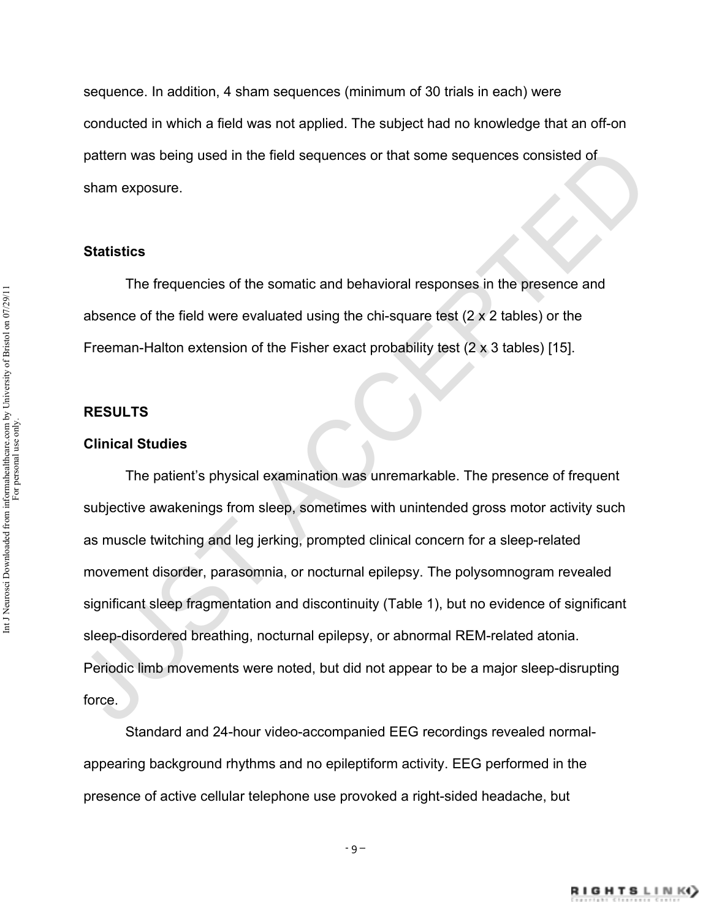sequence. In addition, 4 sham sequences (minimum of 30 trials in each) were conducted in which a field was not applied. The subject had no knowledge that an off-on pattern was being used in the field sequences or that some sequences consisted of sham exposure.

### Statistics

The frequencies of the somatic and behavioral responses in the presence and absence of the field were evaluated using the chi-square test (2 x 2 tables) or the Freeman-Halton extension of the Fisher exact probability test (2 x 3 tables) [15].

## RESULTS

### Clinical Studies

The patient's physical examination was unremarkable. The presence of frequent subjective awakenings from sleep, sometimes with unintended gross motor activity such as muscle twitching and leg jerking, prompted clinical concern for a sleep-related movement disorder, parasomnia, or nocturnal epilepsy. The polysomnogram revealed significant sleep fragmentation and discontinuity (Table 1), but no evidence of significant sleep-disordered breathing, nocturnal epilepsy, or abnormal REM-related atonia. Periodic limb movements were noted, but did not appear to be a major sleep-disrupting force.

Standard and 24-hour video-accompanied EEG recordings revealed normal-appearing background rhythms and no epileptiform activity. EEG performed in the presence of active cellular telephone use provoked a right-sided headache, but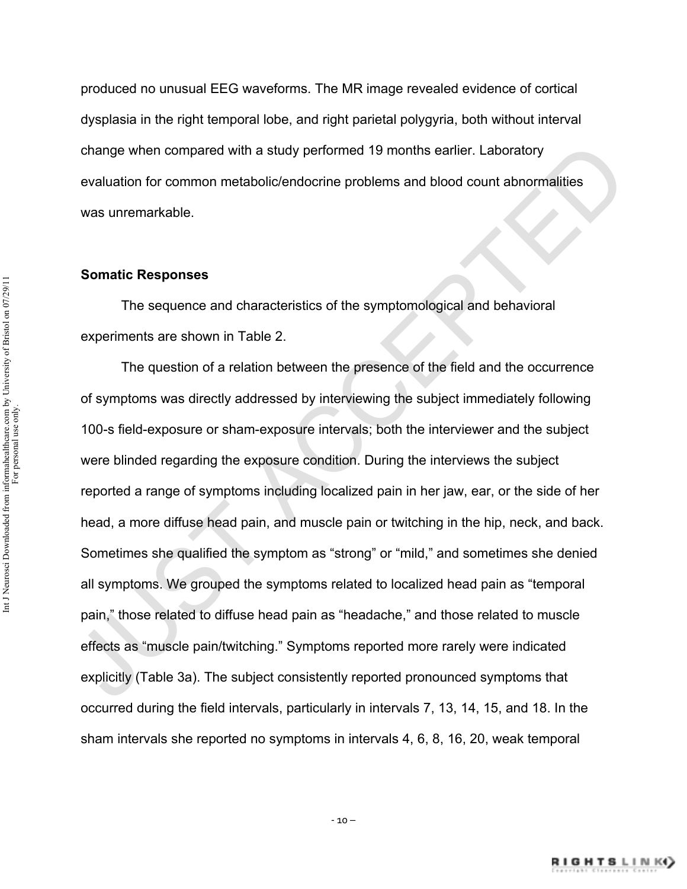produced no unusual EEG waveforms. The MR image revealed evidence of cortical dysplasia in the right temporal lobe, and right parietal polygyria, both without interval change when compared with a study performed 19 months earlier. Laboratory evaluation for common metabolic/endocrine problems and blood count abnormalities was unremarkable.

**Somatic Responses**

The sequence and characteristics of the symptomological and behavioral experiments are shown in Table 2.

The question of a relation between the presence of the field and the occurrence of symptoms was directly addressed by interviewing the subject immediately following 100-s field-exposure or sham-exposure intervals; both the interviewer and the subject were blinded regarding the exposure condition. During the interviews the subject reported a range of symptoms including localized pain in her jaw, ear, or the side of her head, a more diffuse head pain, and muscle pain or twitching in the hip, neck, and back. Sometimes she qualified the symptom as "strong" or "mild," and sometimes she denied all symptoms. We grouped the symptoms related to localized head pain as "temporal pain," those related to diffuse head pain as "headache," and those related to muscle effects as "muscle pain/twitching." Symptoms reported more rarely were indicated explicitly (Table 3a). The subject consistently reported pronounced symptoms that occurred during the field intervals, particularly in intervals 7, 13, 14, 15, and 18. In the sham intervals she reported no symptoms in intervals 4, 6, 8, 16, 20, weak temporal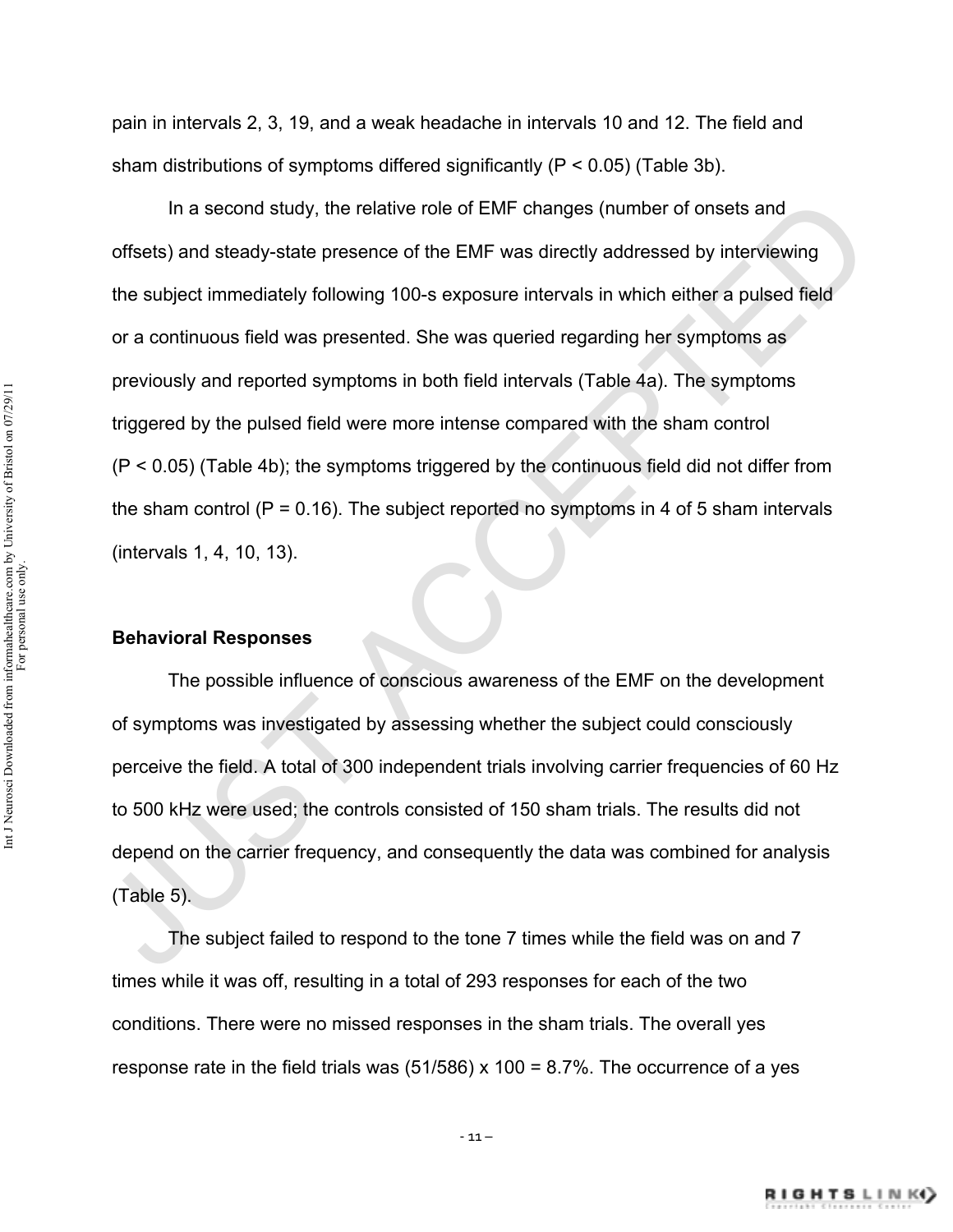pain in intervals 2, 3, 19, and a weak headache in intervals 10 and 12. The field and sham distributions of symptoms differed significantly ($P < 0.05$) (Table 3b).

In a second study, the relative role of EMF changes (number of onsets and offsets) and steady-state presence of the EMF was directly addressed by interviewing the subject immediately following 100-s exposure intervals in which either a pulsed field or a continuous field was presented. She was queried regarding her symptoms as previously and reported symptoms in both field intervals (Table 4a). The symptoms triggered by the pulsed field were more intense compared with the sham control ($P < 0.05$) (Table 4b); the symptoms triggered by the continuous field did not differ from the sham control ($P = 0.16$). The subject reported no symptoms in 4 of 5 sham intervals (intervals 1, 4, 10, 13).

### Behavioral Responses

The possible influence of conscious awareness of the EMF on the development of symptoms was investigated by assessing whether the subject could consciously perceive the field. A total of 300 independent trials involving carrier frequencies of 60 Hz to 500 kHz were used; the controls consisted of 150 sham trials. The results did not depend on the carrier frequency, and consequently the data was combined for analysis (Table 5).

The subject failed to respond to the tone 7 times while the field was on and 7 times while it was off, resulting in a total of 293 responses for each of the two conditions. There were no missed responses in the sham trials. The overall yes response rate in the field trials was $(51/586) \times 100 = 8.7\%$. The occurrence of a yes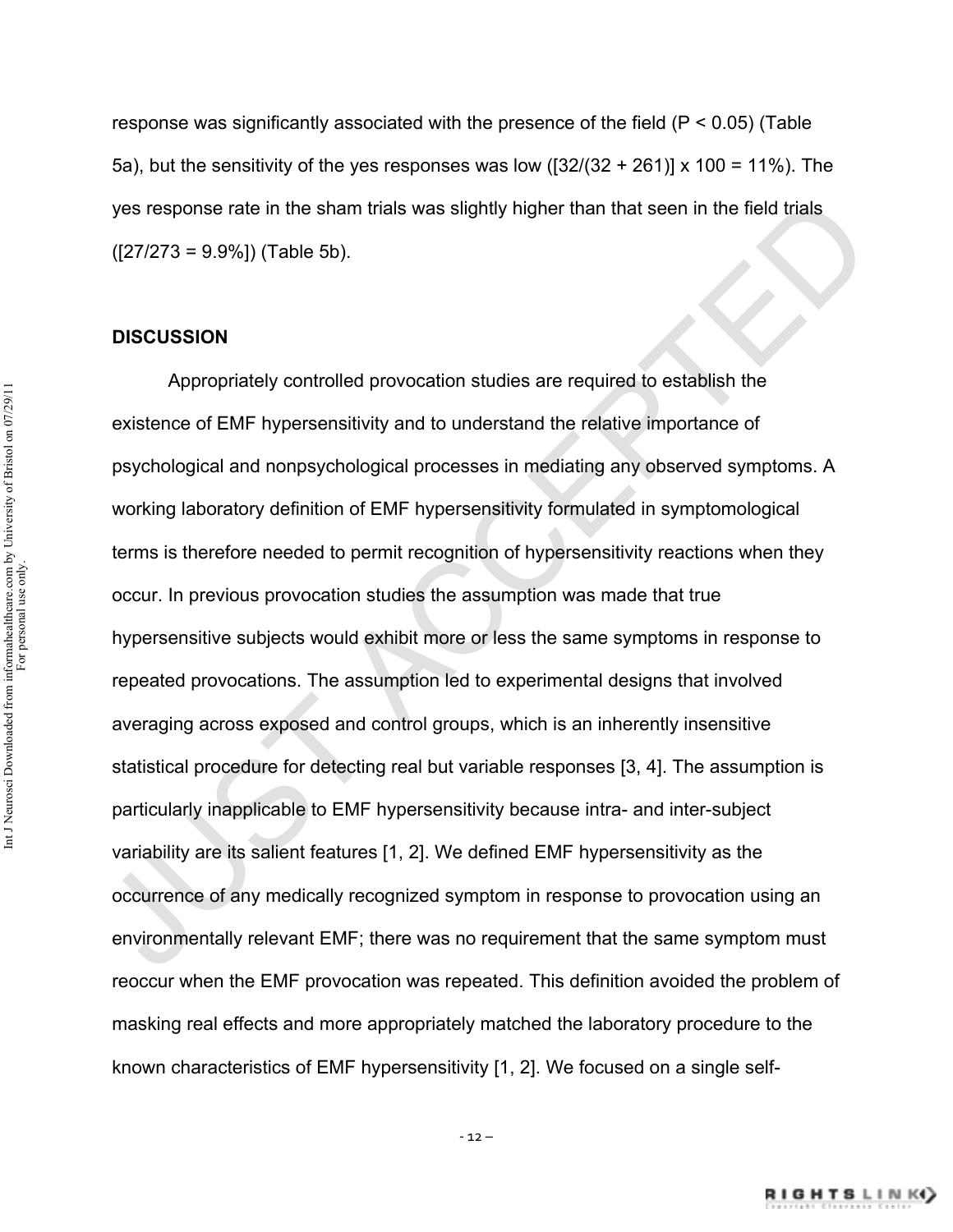response was significantly associated with the presence of the field ($P < 0.05$) (Table 5a), but the sensitivity of the yes responses was low ($[32/(32 + 261)] \times 100 = 11\%$). The yes response rate in the sham trials was slightly higher than that seen in the field trials ($[27/273 = 9.9\%]$) (Table 5b).

## DISCUSSION

Appropriately controlled provocation studies are required to establish the existence of EMF hypersensitivity and to understand the relative importance of psychological and nonpsychological processes in mediating any observed symptoms. A working laboratory definition of EMF hypersensitivity formulated in symptomological terms is therefore needed to permit recognition of hypersensitivity reactions when they occur. In previous provocation studies the assumption was made that true hypersensitive subjects would exhibit more or less the same symptoms in response to repeated provocations. The assumption led to experimental designs that involved averaging across exposed and control groups, which is an inherently insensitive statistical procedure for detecting real but variable responses [3, 4]. The assumption is particularly inapplicable to EMF hypersensitivity because intra- and inter-subject variability are its salient features [1, 2]. We defined EMF hypersensitivity as the occurrence of any medically recognized symptom in response to provocation using an environmentally relevant EMF; there was no requirement that the same symptom must reoccur when the EMF provocation was repeated. This definition avoided the problem of masking real effects and more appropriately matched the laboratory procedure to the known characteristics of EMF hypersensitivity [1, 2]. We focused on a single self-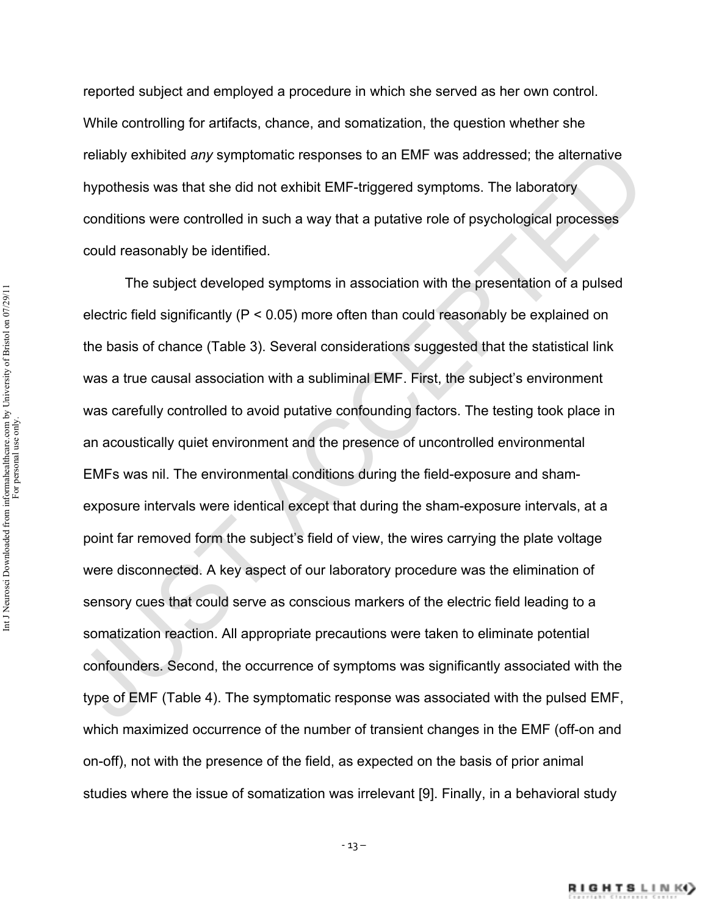reported subject and employed a procedure in which she served as her own control. While controlling for artifacts, chance, and somatization, the question whether she reliably exhibited *any* symptomatic responses to an EMF was addressed; the alternative hypothesis was that she did not exhibit EMF-triggered symptoms. The laboratory conditions were controlled in such a way that a putative role of psychological processes could reasonably be identified.

The subject developed symptoms in association with the presentation of a pulsed electric field significantly ($P < 0.05$) more often than could reasonably be explained on the basis of chance (Table 3). Several considerations suggested that the statistical link was a true causal association with a subliminal EMF. First, the subject's environment was carefully controlled to avoid putative confounding factors. The testing took place in an acoustically quiet environment and the presence of uncontrolled environmental EMFs was nil. The environmental conditions during the field-exposure and sham-exposure intervals were identical except that during the sham-exposure intervals, at a point far removed form the subject's field of view, the wires carrying the plate voltage were disconnected. A key aspect of our laboratory procedure was the elimination of sensory cues that could serve as conscious markers of the electric field leading to a somatization reaction. All appropriate precautions were taken to eliminate potential confounders. Second, the occurrence of symptoms was significantly associated with the type of EMF (Table 4). The symptomatic response was associated with the pulsed EMF, which maximized occurrence of the number of transient changes in the EMF (off-on and on-off), not with the presence of the field, as expected on the basis of prior animal studies where the issue of somatization was irrelevant [9]. Finally, in a behavioral study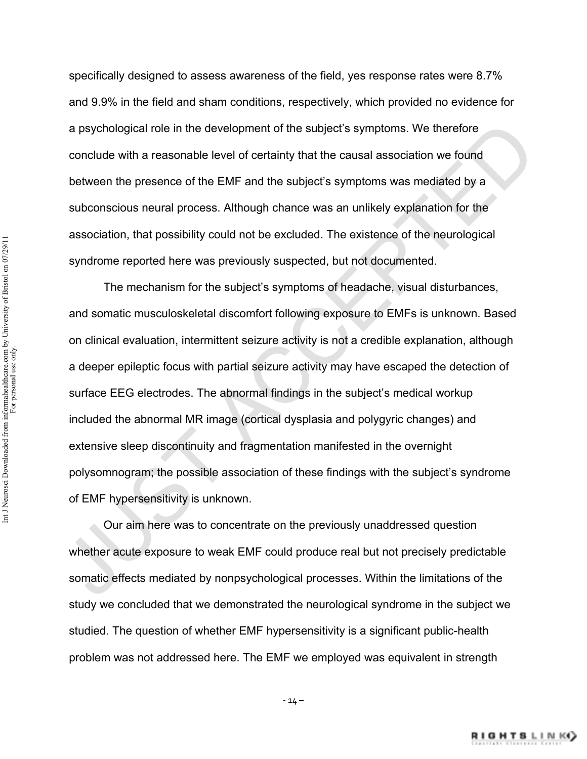specifically designed to assess awareness of the field, yes response rates were 8.7% and 9.9% in the field and sham conditions, respectively, which provided no evidence for a psychological role in the development of the subject's symptoms. We therefore conclude with a reasonable level of certainty that the causal association we found between the presence of the EMF and the subject's symptoms was mediated by a subconscious neural process. Although chance was an unlikely explanation for the association, that possibility could not be excluded. The existence of the neurological syndrome reported here was previously suspected, but not documented.

The mechanism for the subject's symptoms of headache, visual disturbances, and somatic musculoskeletal discomfort following exposure to EMFs is unknown. Based on clinical evaluation, intermittent seizure activity is not a credible explanation, although a deeper epileptic focus with partial seizure activity may have escaped the detection of surface EEG electrodes. The abnormal findings in the subject's medical workup included the abnormal MR image (cortical dysplasia and polygyric changes) and extensive sleep discontinuity and fragmentation manifested in the overnight polysomnogram; the possible association of these findings with the subject's syndrome of EMF hypersensitivity is unknown.

Our aim here was to concentrate on the previously unaddressed question whether acute exposure to weak EMF could produce real but not precisely predictable somatic effects mediated by nonpsychological processes. Within the limitations of the study we concluded that we demonstrated the neurological syndrome in the subject we studied. The question of whether EMF hypersensitivity is a significant public-health problem was not addressed here. The EMF we employed was equivalent in strength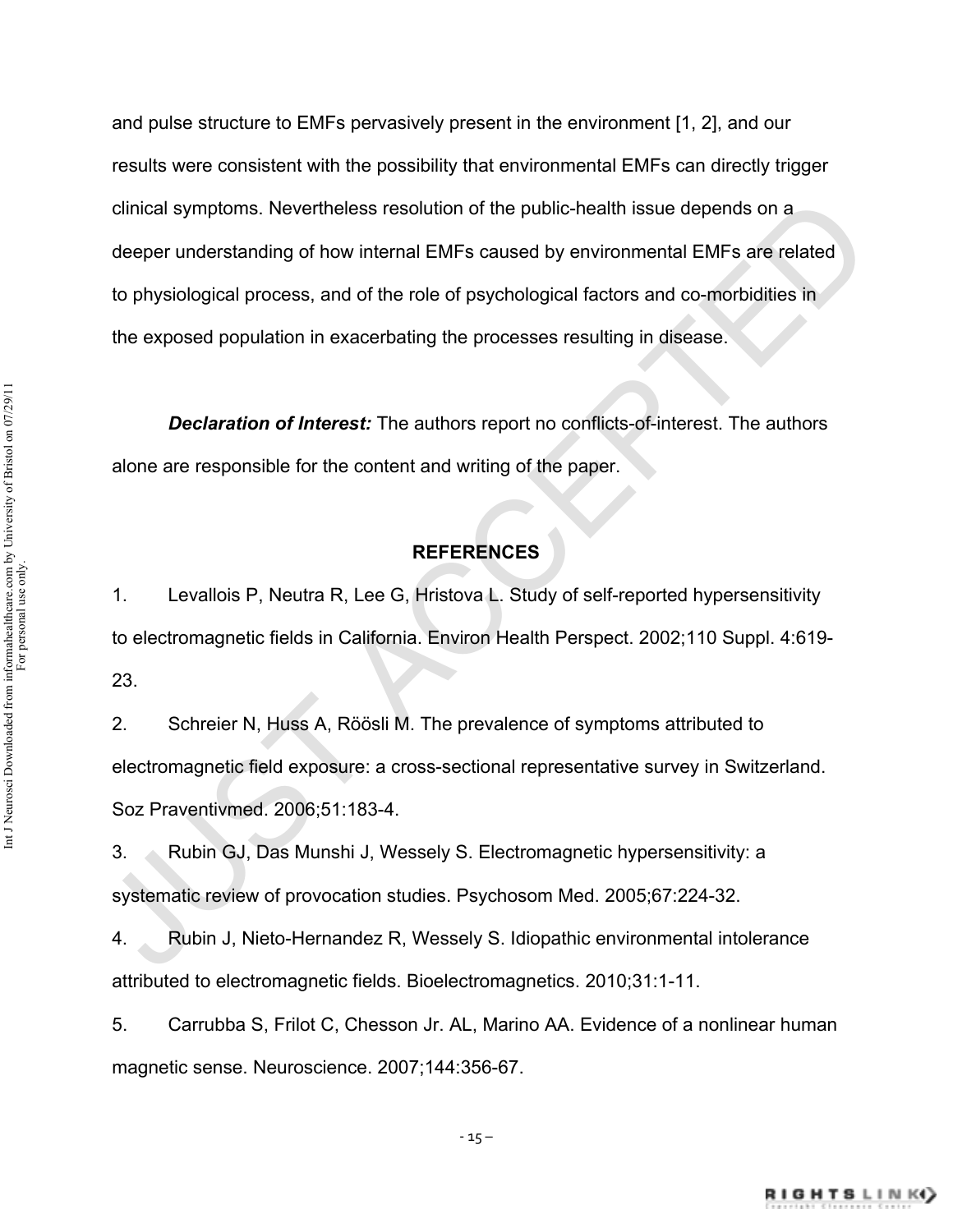and pulse structure to EMFs pervasively present in the environment [1, 2], and our results were consistent with the possibility that environmental EMFs can directly trigger clinical symptoms. Nevertheless resolution of the public-health issue depends on a deeper understanding of how internal EMFs caused by environmental EMFs are related to physiological process, and of the role of psychological factors and co-morbidities in the exposed population in exacerbating the processes resulting in disease.

***Declaration of Interest:*** The authors report no conflicts-of-interest. The authors alone are responsible for the content and writing of the paper.

## REFERENCES

1. Levallois P, Neutra R, Lee G, Hristova L. Study of self-reported hypersensitivity to electromagnetic fields in California. Environ Health Perspect. 2002;110 Suppl. 4:619-23.
2. Schreier N, Huss A, Röösli M. The prevalence of symptoms attributed to electromagnetic field exposure: a cross-sectional representative survey in Switzerland. Soz Praventivmed. 2006;51:183-4.
3. Rubin GJ, Das Munshi J, Wessely S. Electromagnetic hypersensitivity: a systematic review of provocation studies. Psychosom Med. 2005;67:224-32.
4. Rubin J, Nieto-Hernandez R, Wessely S. Idiopathic environmental intolerance attributed to electromagnetic fields. Bioelectromagnetics. 2010;31:1-11.
5. Carrubba S, Frilot C, Chesson Jr. AL, Marino AA. Evidence of a nonlinear human magnetic sense. Neuroscience. 2007;144:356-67.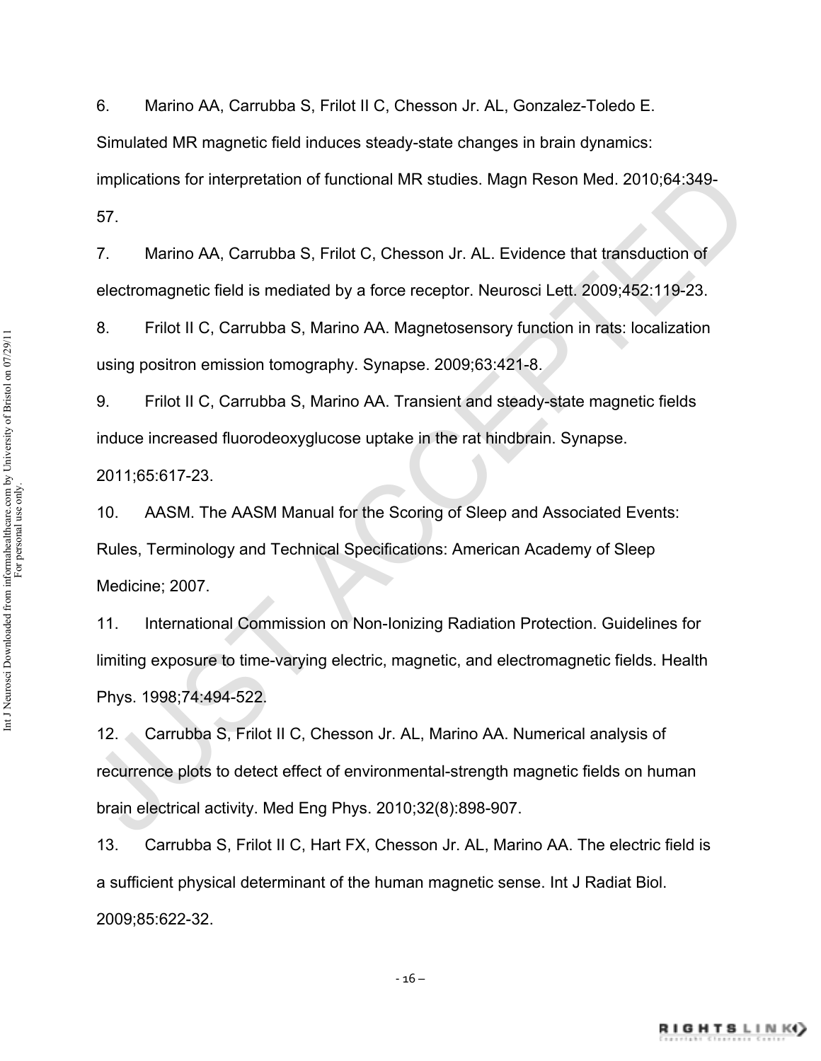6. Marino AA, Carrubba S, Frilot II C, Chesson Jr. AL, Gonzalez-Toledo E. Simulated MR magnetic field induces steady-state changes in brain dynamics: implications for interpretation of functional MR studies. Magn Reson Med. 2010;64:349-57.

7. Marino AA, Carrubba S, Frilot C, Chesson Jr. AL. Evidence that transduction of electromagnetic field is mediated by a force receptor. Neurosci Lett. 2009;452:119-23.

8. Frilot II C, Carrubba S, Marino AA. Magnetosensory function in rats: localization using positron emission tomography. Synapse. 2009;63:421-8.

9. Frilot II C, Carrubba S, Marino AA. Transient and steady-state magnetic fields induce increased fluorodeoxyglucose uptake in the rat hindbrain. Synapse. 2011;65:617-23.

10. AASM. The AASM Manual for the Scoring of Sleep and Associated Events: Rules, Terminology and Technical Specifications: American Academy of Sleep Medicine; 2007.

11. International Commission on Non-Ionizing Radiation Protection. Guidelines for limiting exposure to time-varying electric, magnetic, and electromagnetic fields. Health Phys. 1998;74:494-522.

12. Carrubba S, Frilot II C, Chesson Jr. AL, Marino AA. Numerical analysis of recurrence plots to detect effect of environmental-strength magnetic fields on human brain electrical activity. Med Eng Phys. 2010;32(8):898-907.

13. Carrubba S, Frilot II C, Hart FX, Chesson Jr. AL, Marino AA. The electric field is a sufficient physical determinant of the human magnetic sense. Int J Radiat Biol. 2009;85:622-32.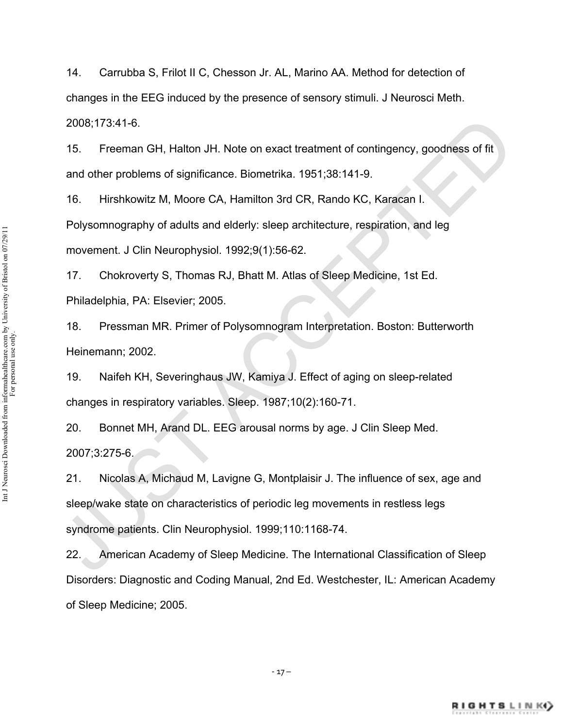14. Carrubba S, Frilot II C, Chesson Jr. AL, Marino AA. Method for detection of changes in the EEG induced by the presence of sensory stimuli. J Neurosci Meth. 2008;173:41-6.

15. Freeman GH, Halton JH. Note on exact treatment of contingency, goodness of fit and other problems of significance. Biometrika. 1951;38:141-9.

16. Hirshkowitz M, Moore CA, Hamilton 3rd CR, Rando KC, Karacan I. Polysomnography of adults and elderly: sleep architecture, respiration, and leg movement. J Clin Neurophysiol. 1992;9(1):56-62.

17. Chokroverty S, Thomas RJ, Bhatt M. Atlas of Sleep Medicine, 1st Ed. Philadelphia, PA: Elsevier; 2005.

18. Pressman MR. Primer of Polysomnogram Interpretation. Boston: Butterworth Heinemann; 2002.

19. Naifeh KH, Severinghaus JW, Kamiya J. Effect of aging on sleep-related changes in respiratory variables. Sleep. 1987;10(2):160-71.

20. Bonnet MH, Arand DL. EEG arousal norms by age. J Clin Sleep Med. 2007;3:275-6.

21. Nicolas A, Michaud M, Lavigne G, Montplaisir J. The influence of sex, age and sleep/wake state on characteristics of periodic leg movements in restless legs syndrome patients. Clin Neurophysiol. 1999;110:1168-74.

22. American Academy of Sleep Medicine. The International Classification of Sleep Disorders: Diagnostic and Coding Manual, 2nd Ed. Westchester, IL: American Academy of Sleep Medicine; 2005.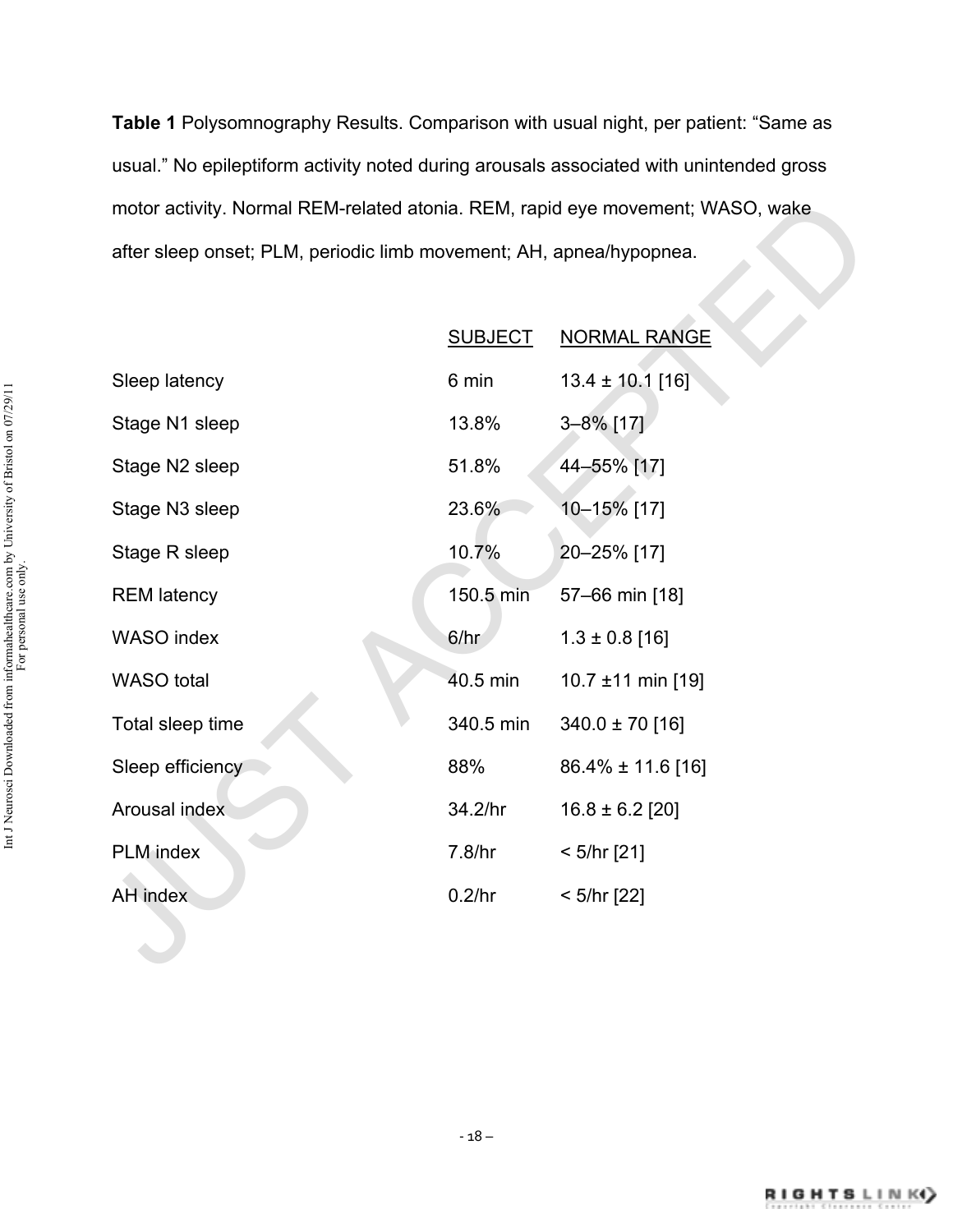**Table 1** Polysomnography Results. Comparison with usual night, per patient: "Same as usual." No epileptiform activity noted during arousals associated with unintended gross motor activity. Normal REM-related atonia. REM, rapid eye movement; WASO, wake after sleep onset; PLM, periodic limb movement; AH, apnea/hypopnea.

| | SUBJECT | NORMAL RANGE |
|---|---|---|
| Sleep latency | 6 min | 13.4 ± 10.1 [16] |
| Stage N1 sleep | 13.8% | 3–8% [17] |
| Stage N2 sleep | 51.8% | 44–55% [17] |
| Stage N3 sleep | 23.6% | 10–15% [17] |
| Stage R sleep | 10.7% | 20–25% [17] |
| REM latency | 150.5 min | 57–66 min [18] |
| WASO index | 6/hr | 1.3 ± 0.8 [16] |
| WASO total | 40.5 min | 10.7 ±11 min [19] |
| Total sleep time | 340.5 min | 340.0 ± 70 [16] |
| Sleep efficiency | 88% | 86.4% ± 11.6 [16] |
| Arousal index | 34.2/hr | 16.8 ± 6.2 [20] |
| PLM index | 7.8/hr | < 5/hr [21] |
| AH index | 0.2/hr | < 5/hr [22] |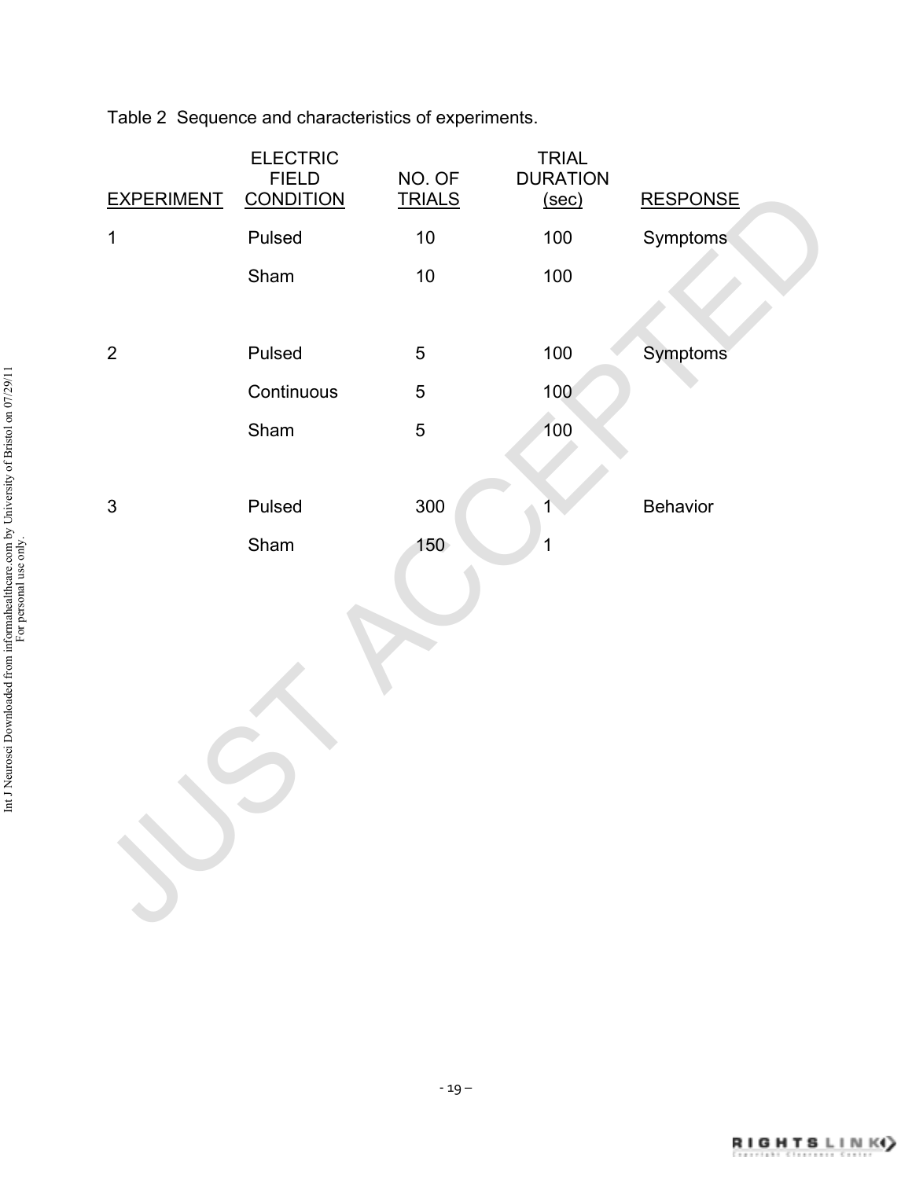Table 2 Sequence and characteristics of experiments.

| EXPERIMENT | ELECTRIC FIELD CONDITION | NO. OF TRIALS | TRIAL DURATION (sec) | RESPONSE |
|---|---|---|---|---|
| 1 | Pulsed | 10 | 100 | Symptoms |
| | Sham | 10 | 100 | |
| 2 | Pulsed | 5 | 100 | Symptoms |
| | Continuous | 5 | 100 | |
| | Sham | 5 | 100 | |
| 3 | Pulsed | 300 | 1 | Behavior |
| | Sham | 150 | 1 | |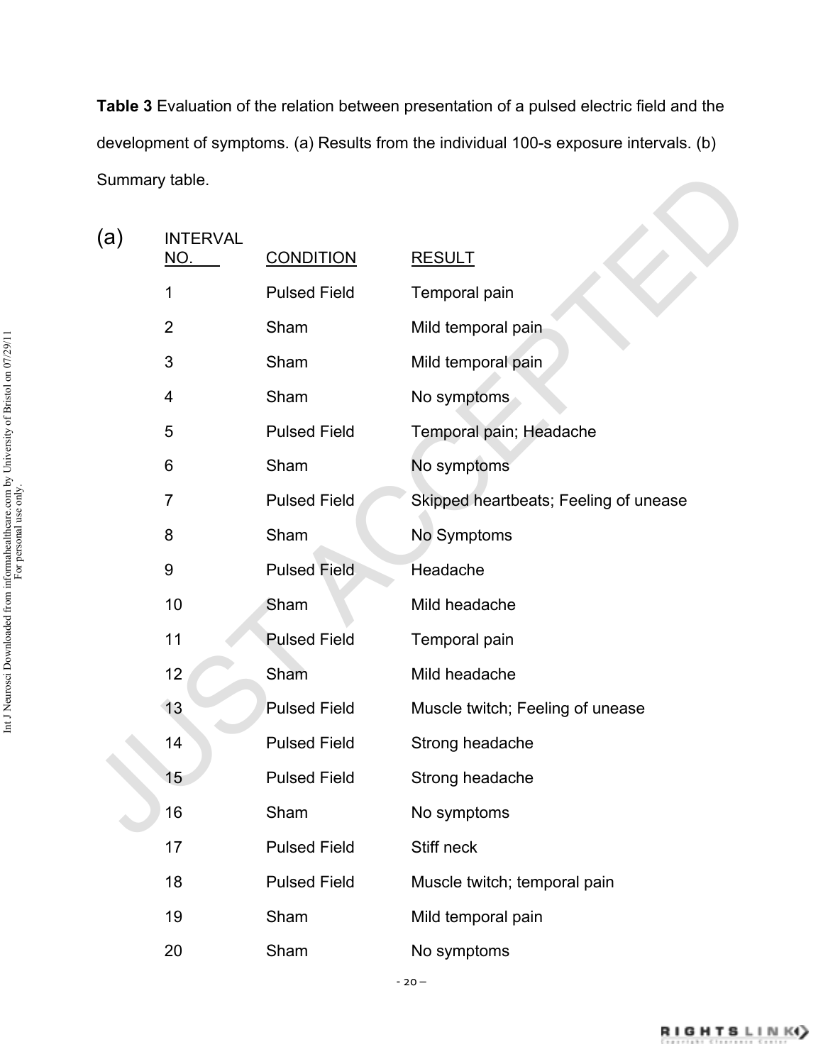**Table 3** Evaluation of the relation between presentation of a pulsed electric field and the development of symptoms. (a) Results from the individual 100-s exposure intervals. (b) Summary table.

(a)

| INTERVAL NO. | CONDITION | RESULT |
|---|---|---|
| 1 | Pulsed Field | Temporal pain |
| 2 | Sham | Mild temporal pain |
| 3 | Sham | Mild temporal pain |
| 4 | Sham | No symptoms |
| 5 | Pulsed Field | Temporal pain; Headache |
| 6 | Sham | No symptoms |
| 7 | Pulsed Field | Skipped heartbeats; Feeling of unease |
| 8 | Sham | No Symptoms |
| 9 | Pulsed Field | Headache |
| 10 | Sham | Mild headache |
| 11 | Pulsed Field | Temporal pain |
| 12 | Sham | Mild headache |
| 13 | Pulsed Field | Muscle twitch; Feeling of unease |
| 14 | Pulsed Field | Strong headache |
| 15 | Pulsed Field | Strong headache |
| 16 | Sham | No symptoms |
| 17 | Pulsed Field | Stiff neck |
| 18 | Pulsed Field | Muscle twitch; temporal pain |
| 19 | Sham | Mild temporal pain |
| 20 | Sham | No symptoms |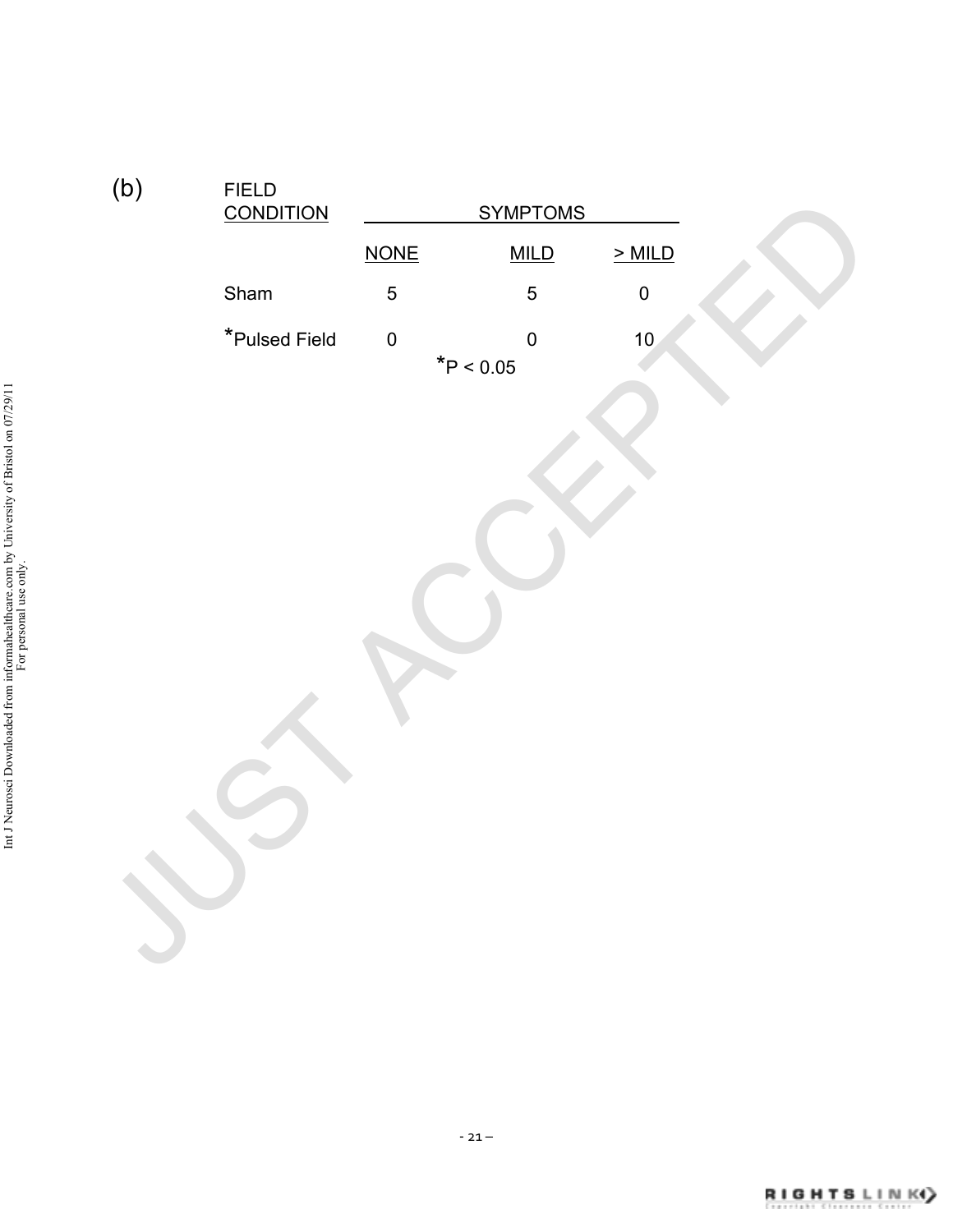(b)

| FIELD CONDITION | SYMPTOMS | | |
|---|---|---|---|
| | NONE | MILD | > MILD |
| Sham | 5 | 5 | 0 |
| *Pulsed Field | 0 | 0 | 10 |

*$P < 0.05$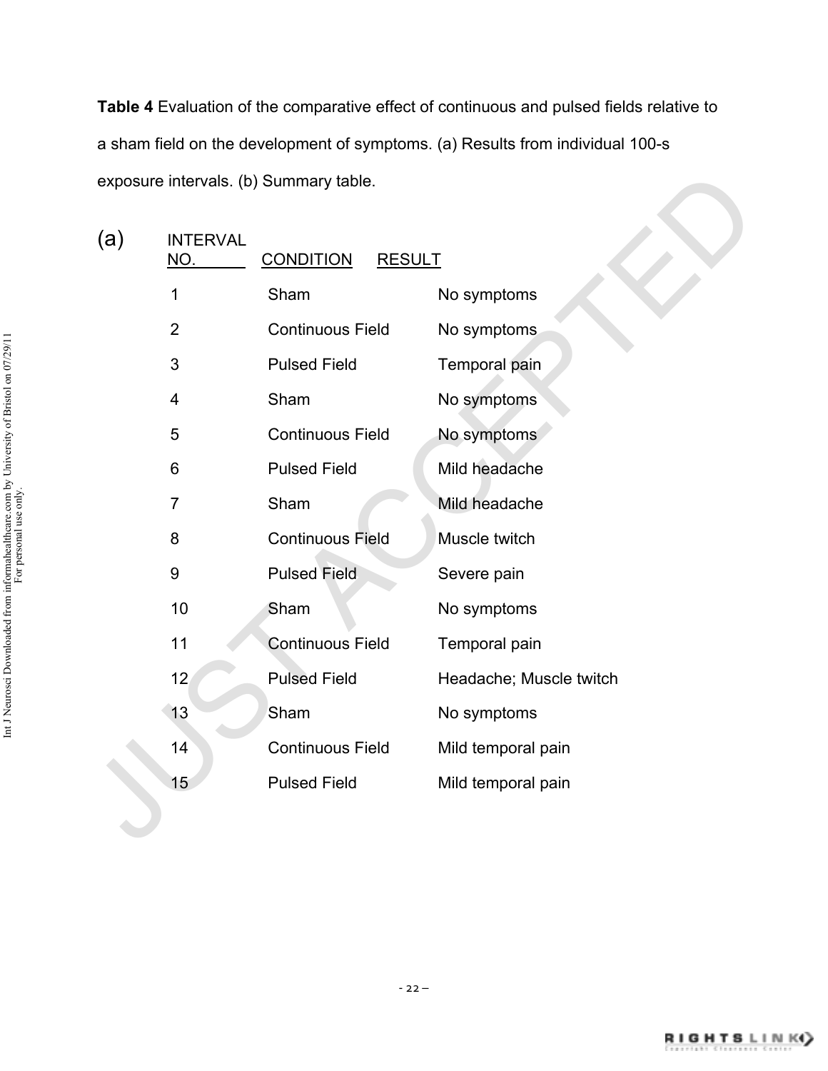**Table 4** Evaluation of the comparative effect of continuous and pulsed fields relative to a sham field on the development of symptoms. (a) Results from individual 100-s exposure intervals. (b) Summary table.

(a)

| INTERVAL NO. | CONDITION | RESULT |
|---|---|---|
| 1 | Sham | No symptoms |
| 2 | Continuous Field | No symptoms |
| 3 | Pulsed Field | Temporal pain |
| 4 | Sham | No symptoms |
| 5 | Continuous Field | No symptoms |
| 6 | Pulsed Field | Mild headache |
| 7 | Sham | Mild headache |
| 8 | Continuous Field | Muscle twitch |
| 9 | Pulsed Field | Severe pain |
| 10 | Sham | No symptoms |
| 11 | Continuous Field | Temporal pain |
| 12 | Pulsed Field | Headache; Muscle twitch |
| 13 | Sham | No symptoms |
| 14 | Continuous Field | Mild temporal pain |
| 15 | Pulsed Field | Mild temporal pain |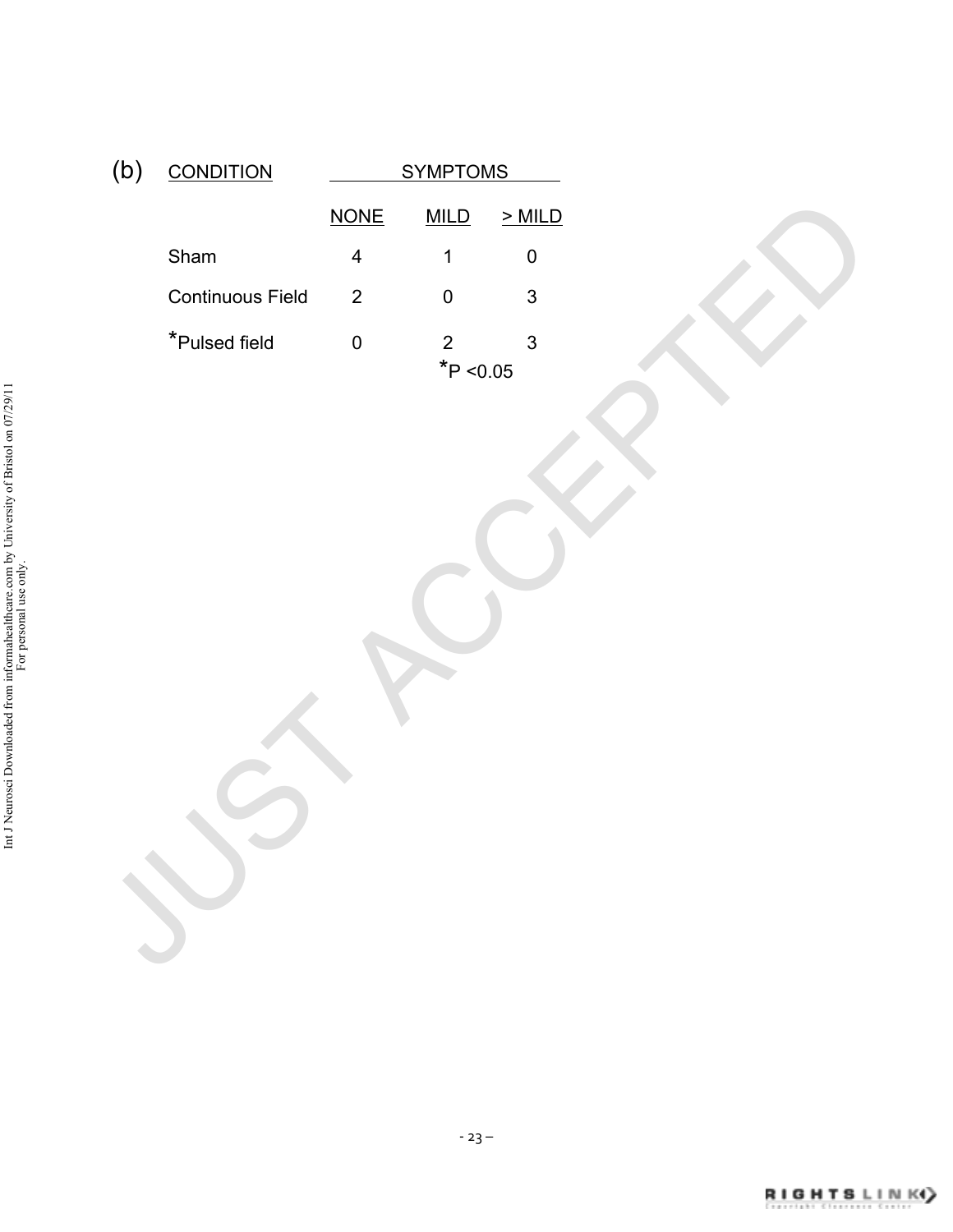(b)

| CONDITION | SYMPTOMS | | |
|---|---|---|---|
| | NONE | MILD | > MILD |
| Sham | 4 | 1 | 0 |
| Continuous Field | 2 | 0 | 3 |
| *Pulsed field | 0 | 2 | 3 |

*P <0.05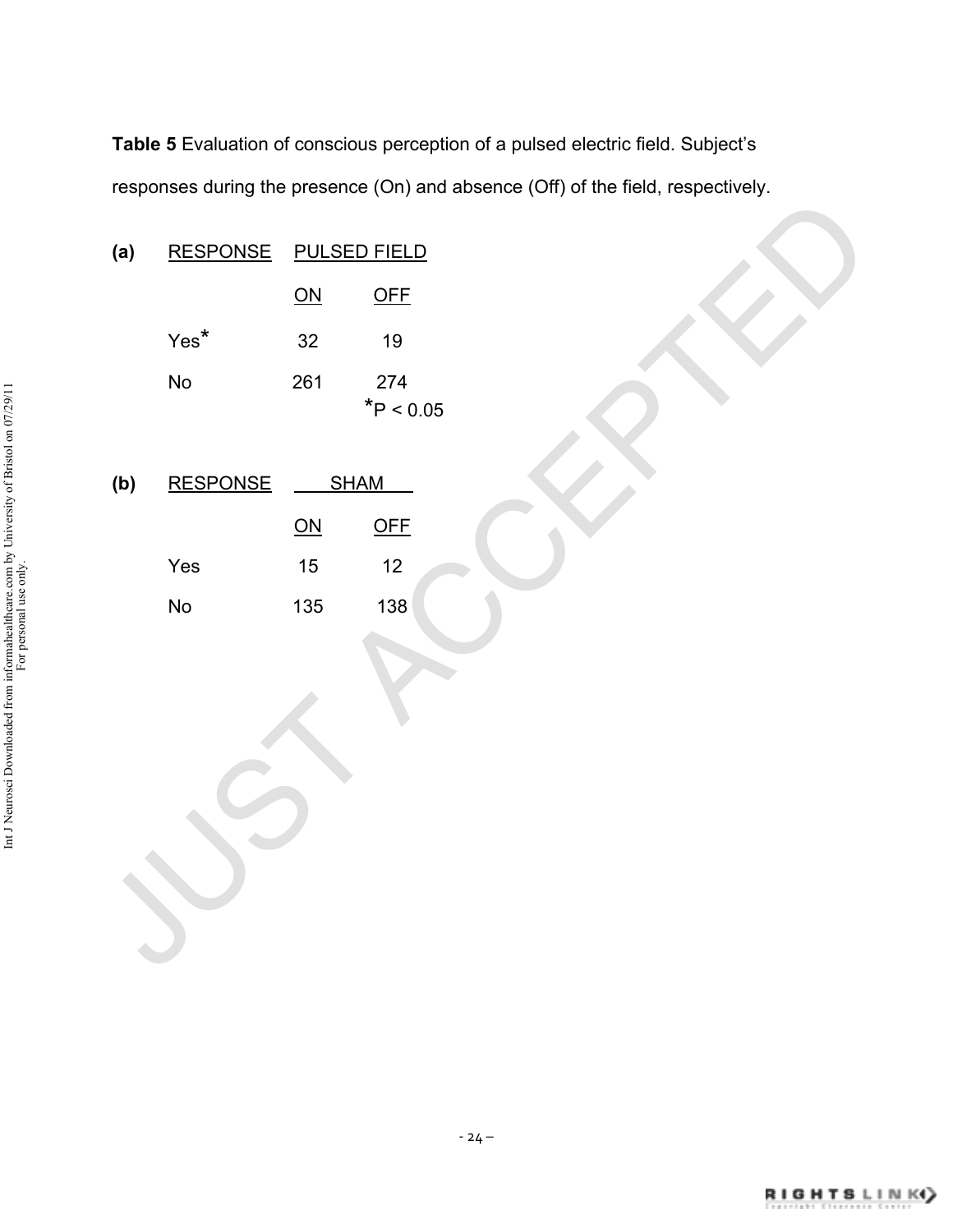**Table 5** Evaluation of conscious perception of a pulsed electric field. Subject's responses during the presence (On) and absence (Off) of the field, respectively.

**(a)**

| RESPONSE | PULSED FIELD | |
|---|---|---|
| | ON | OFF |
| Yes* | 32 | 19 |
| No | 261 | 274 |

*$P < 0.05$

**(b)**

| RESPONSE | SHAM | |
|---|---|---|
| | ON | OFF |
| Yes | 15 | 12 |
| No | 135 | 138 |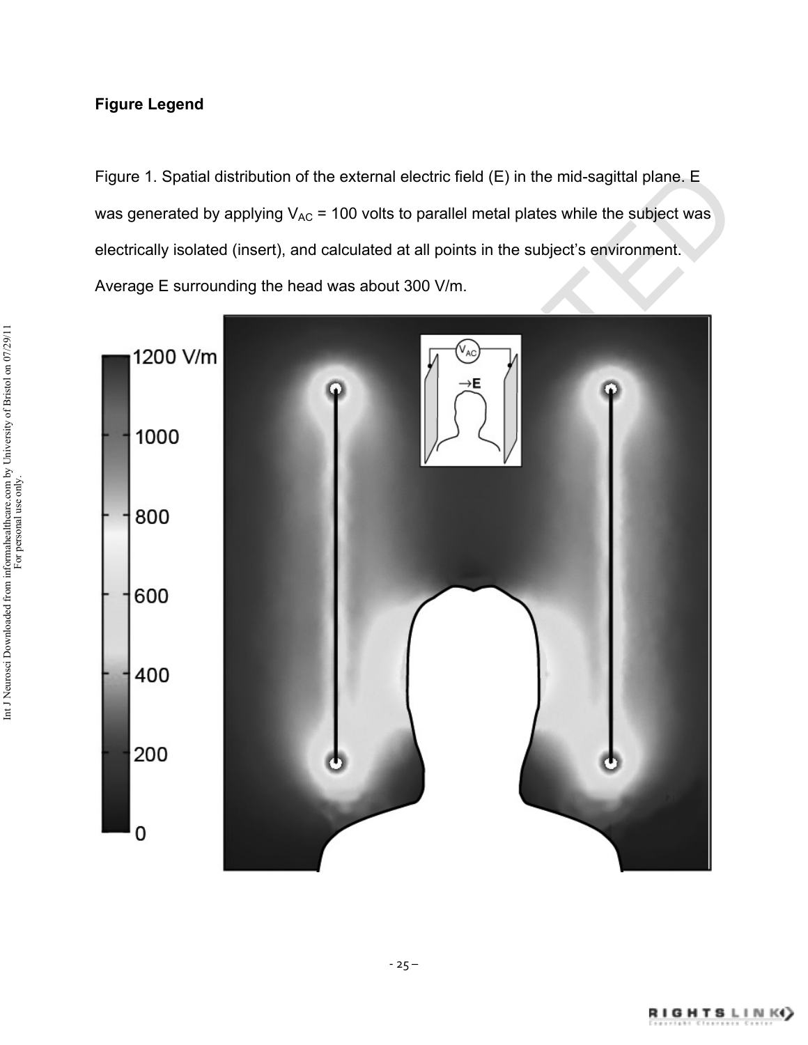**Figure Legend**

Figure 1. Spatial distribution of the external electric field (E) in the mid-sagittal plane. E was generated by applying $V_{AC}$ = 100 volts to parallel metal plates while the subject was electrically isolated (insert), and calculated at all points in the subject's environment. Average E surrounding the head was about 300 V/m.

1200 V/m

1000

800

600

400

200

0

$V_{AC}$

→E